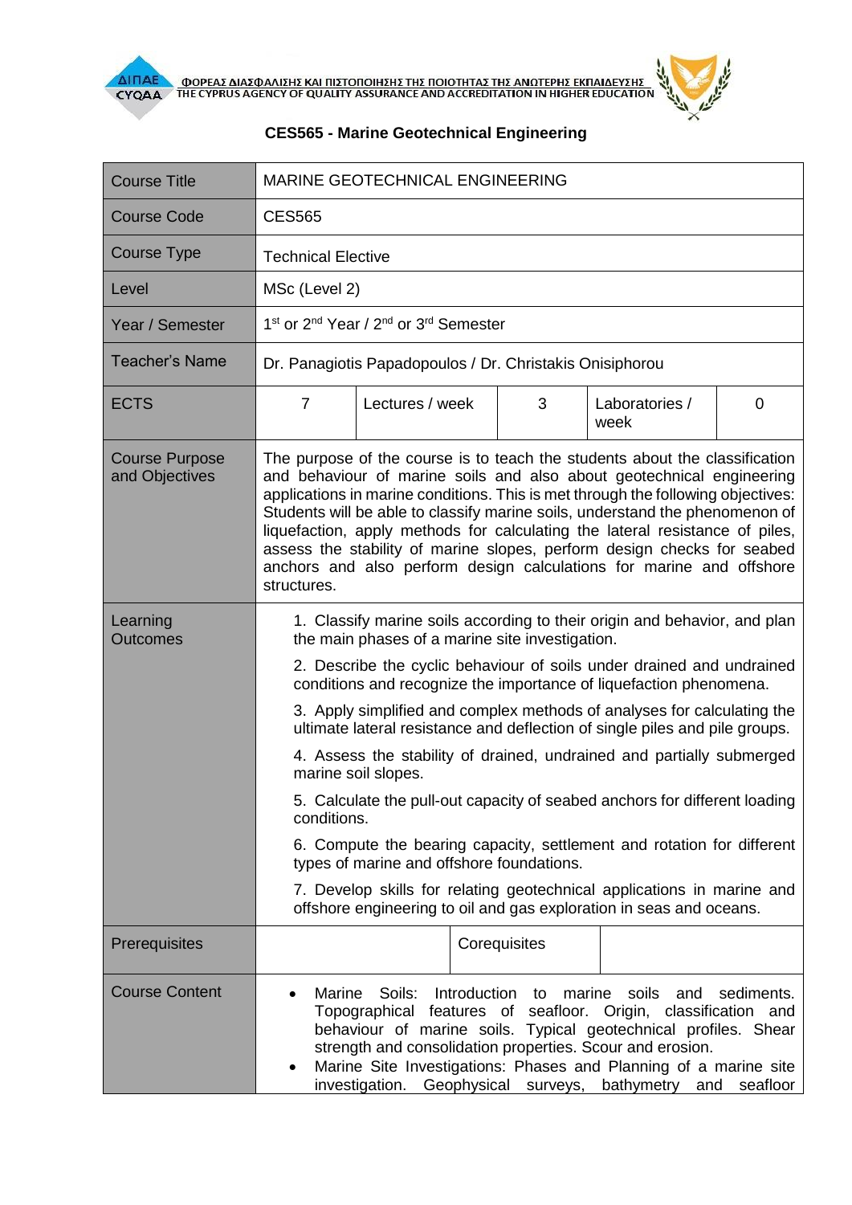ΦΟΡΕΑΣ ΔΙΑΣΦΑΛΙΣΗΣ ΚΑΙ ΠΙΣΤΟΠΟΙΗΣΗΣ ΤΗΣ ΠΟΙΟΤΗΤΑΣ ΤΗΣ ΑΝΩΤΕΡΗΣ ΕΚΠΑΙΔΕΥΣΗΣ
THE CYPRUS AGENCY OF QUALITY ASSURANCE AND ACCREDITATION IN HIGHER EDUCATION

## CES565 - Marine Geotechnical Engineering

| Course Title | MARINE GEOTECHNICAL ENGINEERING | | | | |
|---|---|---|---|---|---|
| Course Code | CES565 | | | | |
| Course Type | Technical Elective | | | | |
| Level | MSc (Level 2) | | | | |
| Year / Semester | 1st or 2nd Year / 2nd or 3rd Semester | | | | |
| Teacher's Name | Dr. Panagiotis Papadopoulos / Dr. Christakis Onisiphorou | | | | |
| ECTS | 7 | Lectures / week | 3 | Laboratories / week | 0 |
| Course Purpose and Objectives | The purpose of the course is to teach the students about the classification and behaviour of marine soils and also about geotechnical engineering applications in marine conditions. This is met through the following objectives: Students will be able to classify marine soils, understand the phenomenon of liquefaction, apply methods for calculating the lateral resistance of piles, assess the stability of marine slopes, perform design checks for seabed anchors and also perform design calculations for marine and offshore structures. | | | | |
| Learning Outcomes | 1. Classify marine soils according to their origin and behavior, and plan the main phases of a marine site investigation.<br>2. Describe the cyclic behaviour of soils under drained and undrained conditions and recognize the importance of liquefaction phenomena.<br>3. Apply simplified and complex methods of analyses for calculating the ultimate lateral resistance and deflection of single piles and pile groups.<br>4. Assess the stability of drained, undrained and partially submerged marine soil slopes.<br>5. Calculate the pull-out capacity of seabed anchors for different loading conditions.<br>6. Compute the bearing capacity, settlement and rotation for different types of marine and offshore foundations.<br>7. Develop skills for relating geotechnical applications in marine and offshore engineering to oil and gas exploration in seas and oceans. | | | | |
| Prerequisites | | | Corequisites | | |
| Course Content | • Marine Soils: Introduction to marine soils and sediments. Topographical features of seafloor. Origin, classification and behaviour of marine soils. Typical geotechnical profiles. Shear strength and consolidation properties. Scour and erosion.<br>• Marine Site Investigations: Phases and Planning of a marine site investigation. Geophysical surveys, bathymetry and seafloor | | | | |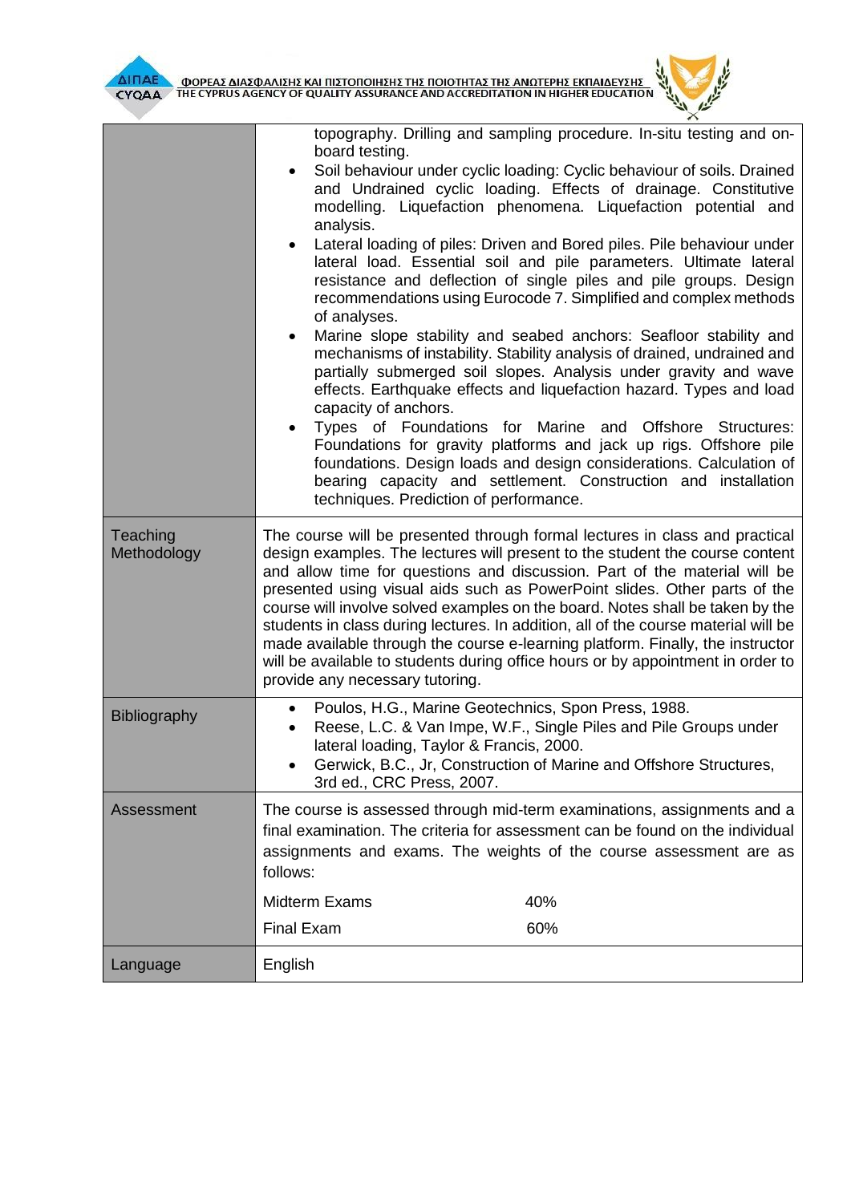| | |
|---|---|
| | topography. Drilling and sampling procedure. In-situ testing and on-board testing.<br>• Soil behaviour under cyclic loading: Cyclic behaviour of soils. Drained and Undrained cyclic loading. Effects of drainage. Constitutive modelling. Liquefaction phenomena. Liquefaction potential and analysis.<br>• Lateral loading of piles: Driven and Bored piles. Pile behaviour under lateral load. Essential soil and pile parameters. Ultimate lateral resistance and deflection of single piles and pile groups. Design recommendations using Eurocode 7. Simplified and complex methods of analyses.<br>• Marine slope stability and seabed anchors: Seafloor stability and mechanisms of instability. Stability analysis of drained, undrained and partially submerged soil slopes. Analysis under gravity and wave effects. Earthquake effects and liquefaction hazard. Types and load capacity of anchors.<br>• Types of Foundations for Marine and Offshore Structures: Foundations for gravity platforms and jack up rigs. Offshore pile foundations. Design loads and design considerations. Calculation of bearing capacity and settlement. Construction and installation techniques. Prediction of performance. |
| Teaching Methodology | The course will be presented through formal lectures in class and practical design examples. The lectures will present to the student the course content and allow time for questions and discussion. Part of the material will be presented using visual aids such as PowerPoint slides. Other parts of the course will involve solved examples on the board. Notes shall be taken by the students in class during lectures. In addition, all of the course material will be made available through the course e-learning platform. Finally, the instructor will be available to students during office hours or by appointment in order to provide any necessary tutoring. |
| Bibliography | • Poulos, H.G., Marine Geotechnics, Spon Press, 1988.<br>• Reese, L.C. & Van Impe, W.F., Single Piles and Pile Groups under lateral loading, Taylor & Francis, 2000.<br>• Gerwick, B.C., Jr, Construction of Marine and Offshore Structures, 3rd ed., CRC Press, 2007. |
| Assessment | The course is assessed through mid-term examinations, assignments and a final examination. The criteria for assessment can be found on the individual assignments and exams. The weights of the course assessment are as follows:<br><br>Midterm Exams 40%<br>Final Exam 60% |
| Language | English |